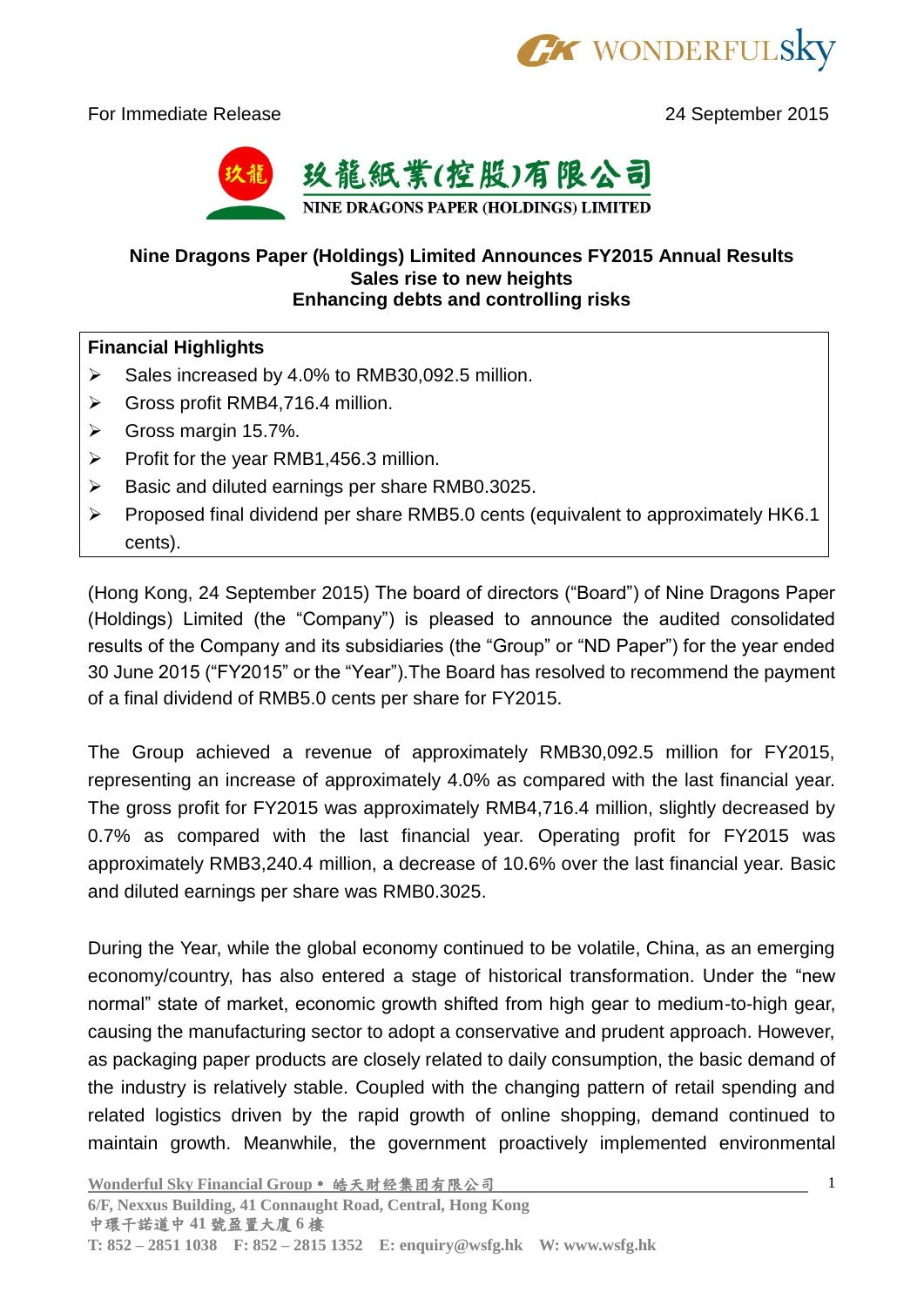For Immediate Release　　　　　　　　　　　　　　　　　　　　　　24 September 2015

玖龍紙業(控股)有限公司

NINE DRAGONS PAPER (HOLDINGS) LIMITED

**Nine Dragons Paper (Holdings) Limited Announces FY2015 Annual Results**
**Sales rise to new heights**
**Enhancing debts and controlling risks**

**Financial Highlights**

- Sales increased by 4.0% to RMB30,092.5 million.
- Gross profit RMB4,716.4 million.
- Gross margin 15.7%.
- Profit for the year RMB1,456.3 million.
- Basic and diluted earnings per share RMB0.3025.
- Proposed final dividend per share RMB5.0 cents (equivalent to approximately HK6.1 cents).

(Hong Kong, 24 September 2015) The board of directors ("Board") of Nine Dragons Paper (Holdings) Limited (the "Company") is pleased to announce the audited consolidated results of the Company and its subsidiaries (the "Group" or "ND Paper") for the year ended 30 June 2015 ("FY2015" or the "Year").The Board has resolved to recommend the payment of a final dividend of RMB5.0 cents per share for FY2015.

The Group achieved a revenue of approximately RMB30,092.5 million for FY2015, representing an increase of approximately 4.0% as compared with the last financial year. The gross profit for FY2015 was approximately RMB4,716.4 million, slightly decreased by 0.7% as compared with the last financial year. Operating profit for FY2015 was approximately RMB3,240.4 million, a decrease of 10.6% over the last financial year. Basic and diluted earnings per share was RMB0.3025.

During the Year, while the global economy continued to be volatile, China, as an emerging economy/country, has also entered a stage of historical transformation. Under the "new normal" state of market, economic growth shifted from high gear to medium-to-high gear, causing the manufacturing sector to adopt a conservative and prudent approach. However, as packaging paper products are closely related to daily consumption, the basic demand of the industry is relatively stable. Coupled with the changing pattern of retail spending and related logistics driven by the rapid growth of online shopping, demand continued to maintain growth. Meanwhile, the government proactively implemented environmental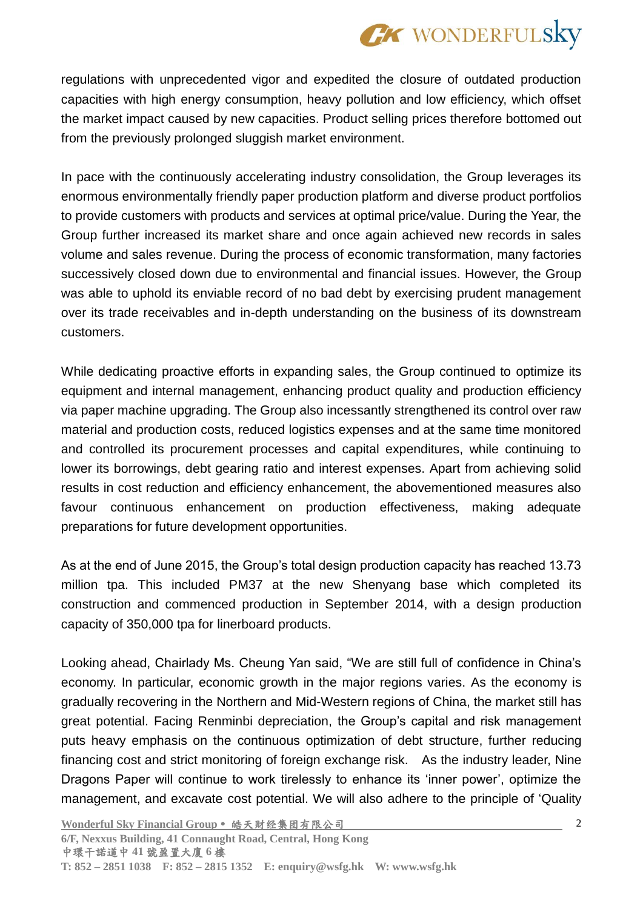regulations with unprecedented vigor and expedited the closure of outdated production capacities with high energy consumption, heavy pollution and low efficiency, which offset the market impact caused by new capacities. Product selling prices therefore bottomed out from the previously prolonged sluggish market environment.

In pace with the continuously accelerating industry consolidation, the Group leverages its enormous environmentally friendly paper production platform and diverse product portfolios to provide customers with products and services at optimal price/value. During the Year, the Group further increased its market share and once again achieved new records in sales volume and sales revenue. During the process of economic transformation, many factories successively closed down due to environmental and financial issues. However, the Group was able to uphold its enviable record of no bad debt by exercising prudent management over its trade receivables and in-depth understanding on the business of its downstream customers.

While dedicating proactive efforts in expanding sales, the Group continued to optimize its equipment and internal management, enhancing product quality and production efficiency via paper machine upgrading. The Group also incessantly strengthened its control over raw material and production costs, reduced logistics expenses and at the same time monitored and controlled its procurement processes and capital expenditures, while continuing to lower its borrowings, debt gearing ratio and interest expenses. Apart from achieving solid results in cost reduction and efficiency enhancement, the abovementioned measures also favour continuous enhancement on production effectiveness, making adequate preparations for future development opportunities.

As at the end of June 2015, the Group's total design production capacity has reached 13.73 million tpa. This included PM37 at the new Shenyang base which completed its construction and commenced production in September 2014, with a design production capacity of 350,000 tpa for linerboard products.

Looking ahead, Chairlady Ms. Cheung Yan said, "We are still full of confidence in China's economy. In particular, economic growth in the major regions varies. As the economy is gradually recovering in the Northern and Mid-Western regions of China, the market still has great potential. Facing Renminbi depreciation, the Group's capital and risk management puts heavy emphasis on the continuous optimization of debt structure, further reducing financing cost and strict monitoring of foreign exchange risk. As the industry leader, Nine Dragons Paper will continue to work tirelessly to enhance its 'inner power', optimize the management, and excavate cost potential. We will also adhere to the principle of 'Quality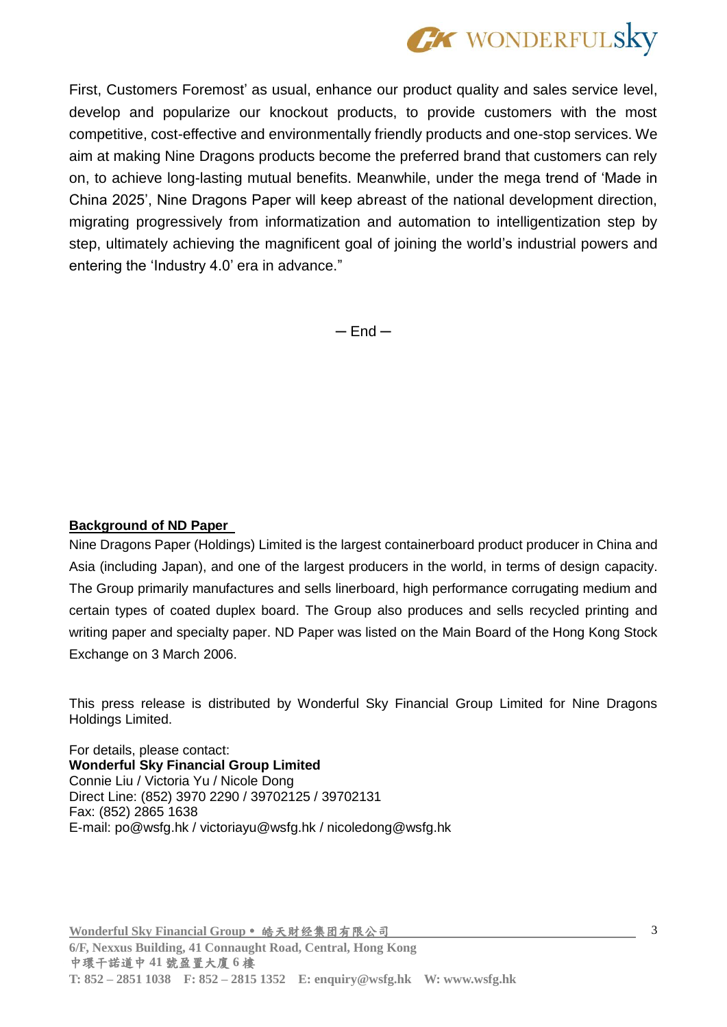First, Customers Foremost' as usual, enhance our product quality and sales service level, develop and popularize our knockout products, to provide customers with the most competitive, cost-effective and environmentally friendly products and one-stop services. We aim at making Nine Dragons products become the preferred brand that customers can rely on, to achieve long-lasting mutual benefits. Meanwhile, under the mega trend of 'Made in China 2025', Nine Dragons Paper will keep abreast of the national development direction, migrating progressively from informatization and automation to intelligentization step by step, ultimately achieving the magnificent goal of joining the world's industrial powers and entering the 'Industry 4.0' era in advance."

─ End ─

**Background of ND Paper**

Nine Dragons Paper (Holdings) Limited is the largest containerboard product producer in China and Asia (including Japan), and one of the largest producers in the world, in terms of design capacity. The Group primarily manufactures and sells linerboard, high performance corrugating medium and certain types of coated duplex board. The Group also produces and sells recycled printing and writing paper and specialty paper. ND Paper was listed on the Main Board of the Hong Kong Stock Exchange on 3 March 2006.

This press release is distributed by Wonderful Sky Financial Group Limited for Nine Dragons Holdings Limited.

For details, please contact:
**Wonderful Sky Financial Group Limited**
Connie Liu / Victoria Yu / Nicole Dong
Direct Line: (852) 3970 2290 / 39702125 / 39702131
Fax: (852) 2865 1638
E-mail: po@wsfg.hk / victoriayu@wsfg.hk / nicoledong@wsfg.hk